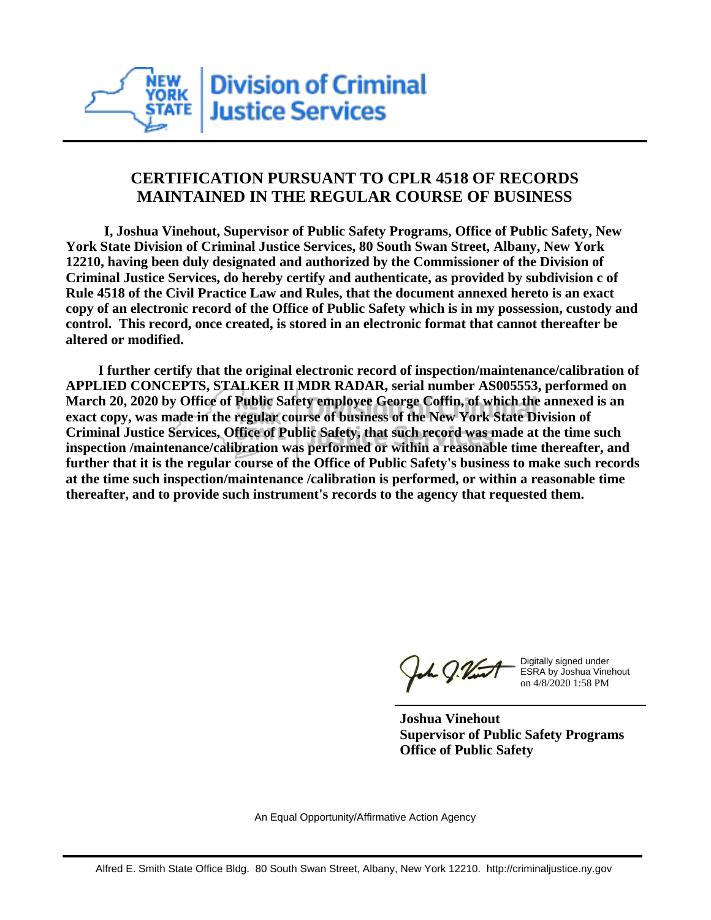NEW YORK STATE | Division of Criminal Justice Services

## CERTIFICATION PURSUANT TO CPLR 4518 OF RECORDS MAINTAINED IN THE REGULAR COURSE OF BUSINESS

**I, Joshua Vinehout, Supervisor of Public Safety Programs, Office of Public Safety, New York State Division of Criminal Justice Services, 80 South Swan Street, Albany, New York 12210, having been duly designated and authorized by the Commissioner of the Division of Criminal Justice Services, do hereby certify and authenticate, as provided by subdivision c of Rule 4518 of the Civil Practice Law and Rules, that the document annexed hereto is an exact copy of an electronic record of the Office of Public Safety which is in my possession, custody and control. This record, once created, is stored in an electronic format that cannot thereafter be altered or modified.**

**I further certify that the original electronic record of inspection/maintenance/calibration of APPLIED CONCEPTS, STALKER II MDR RADAR, serial number AS005553, performed on March 20, 2020 by Office of Public Safety employee George Coffin, of which the annexed is an exact copy, was made in the regular course of business of the New York State Division of Criminal Justice Services, Office of Public Safety, that such record was made at the time such inspection /maintenance/calibration was performed or within a reasonable time thereafter, and further that it is the regular course of the Office of Public Safety's business to make such records at the time such inspection/maintenance /calibration is performed, or within a reasonable time thereafter, and to provide such instrument's records to the agency that requested them.**

Digitally signed under ESRA by Joshua Vinehout on 4/8/2020 1:58 PM

**Joshua Vinehout**
**Supervisor of Public Safety Programs**
**Office of Public Safety**

An Equal Opportunity/Affirmative Action Agency

Alfred E. Smith State Office Bldg. 80 South Swan Street, Albany, New York 12210. http://criminaljustice.ny.gov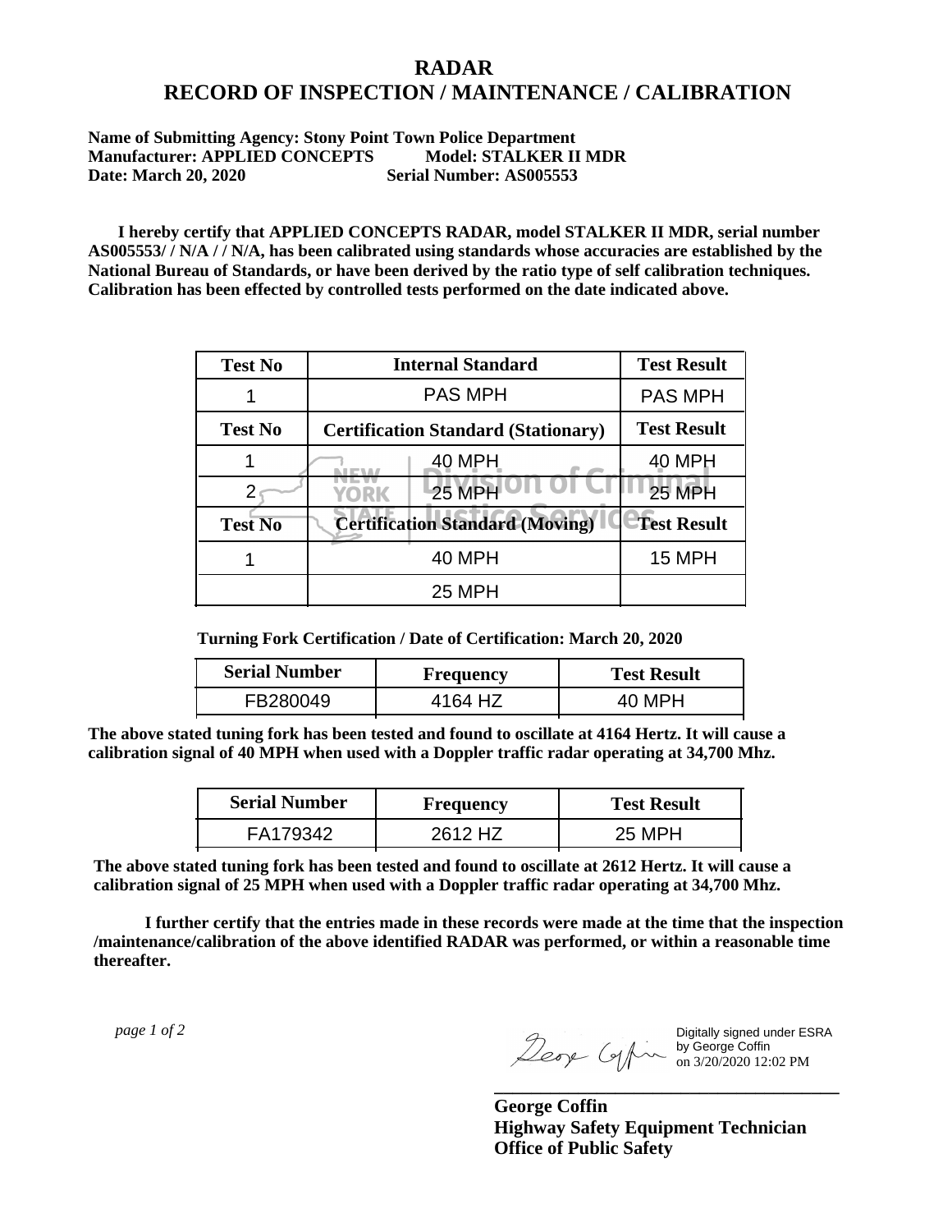# RADAR
# RECORD OF INSPECTION / MAINTENANCE / CALIBRATION

**Name of Submitting Agency: Stony Point Town Police Department**
**Manufacturer: APPLIED CONCEPTS Model: STALKER II MDR**
**Date: March 20, 2020 Serial Number: AS005553**

**I hereby certify that APPLIED CONCEPTS RADAR, model STALKER II MDR, serial number AS005553/ / N/A / / N/A, has been calibrated using standards whose accuracies are established by the National Bureau of Standards, or have been derived by the ratio type of self calibration techniques. Calibration has been effected by controlled tests performed on the date indicated above.**

| Test No | Internal Standard | Test Result |
|---|---|---|
| 1 | PAS MPH | PAS MPH |
| **Test No** | **Certification Standard (Stationary)** | **Test Result** |
| 1 | 40 MPH | 40 MPH |
| 2 | 25 MPH | 25 MPH |
| **Test No** | **Certification Standard (Moving)** | **Test Result** |
| 1 | 40 MPH | 15 MPH |
| | 25 MPH | |

**Turning Fork Certification / Date of Certification: March 20, 2020**

| Serial Number | Frequency | Test Result |
|---|---|---|
| FB280049 | 4164 HZ | 40 MPH |

**The above stated tuning fork has been tested and found to oscillate at 4164 Hertz. It will cause a calibration signal of 40 MPH when used with a Doppler traffic radar operating at 34,700 Mhz.**

| Serial Number | Frequency | Test Result |
|---|---|---|
| FA179342 | 2612 HZ | 25 MPH |

**The above stated tuning fork has been tested and found to oscillate at 2612 Hertz. It will cause a calibration signal of 25 MPH when used with a Doppler traffic radar operating at 34,700 Mhz.**

**I further certify that the entries made in these records were made at the time that the inspection /maintenance/calibration of the above identified RADAR was performed, or within a reasonable time thereafter.**

*page 1 of 2*

Digitally signed under ESRA by George Coffin on 3/20/2020 12:02 PM

**George Coffin**
**Highway Safety Equipment Technician**
**Office of Public Safety**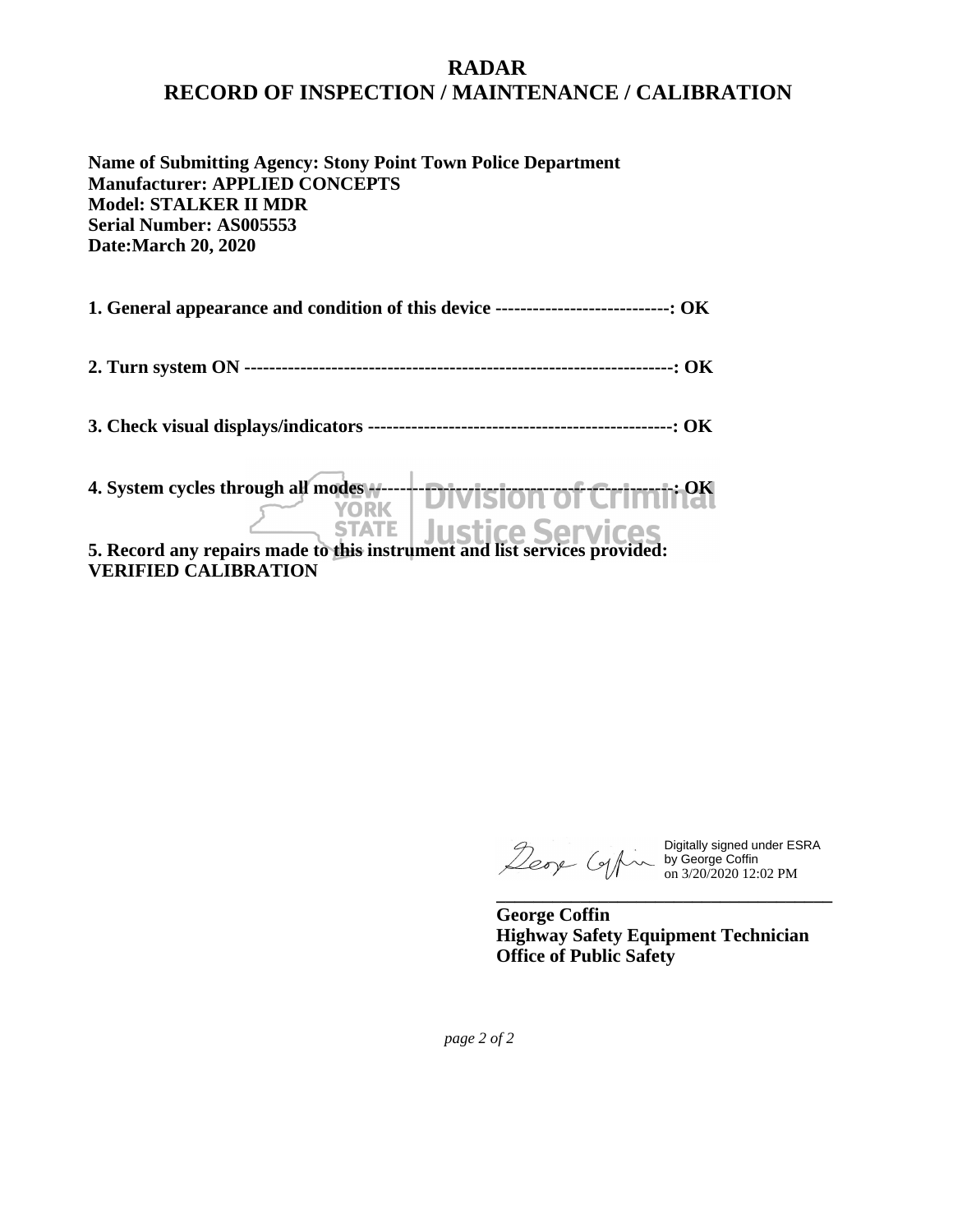# RADAR
# RECORD OF INSPECTION / MAINTENANCE / CALIBRATION

**Name of Submitting Agency: Stony Point Town Police Department**
**Manufacturer: APPLIED CONCEPTS**
**Model: STALKER II MDR**
**Serial Number: AS005553**
**Date:March 20, 2020**

**1. General appearance and condition of this device ----------------------------: OK**

**2. Turn system ON -------------------------------------------------------------------: OK**

**3. Check visual displays/indicators -------------------------------------------------: OK**

**4. System cycles through all modes ------------------------------------------------: OK**

**5. Record any repairs made to this instrument and list services provided:**
**VERIFIED CALIBRATION**

Digitally signed under ESRA by George Coffin on 3/20/2020 12:02 PM

**George Coffin**
**Highway Safety Equipment Technician**
**Office of Public Safety**